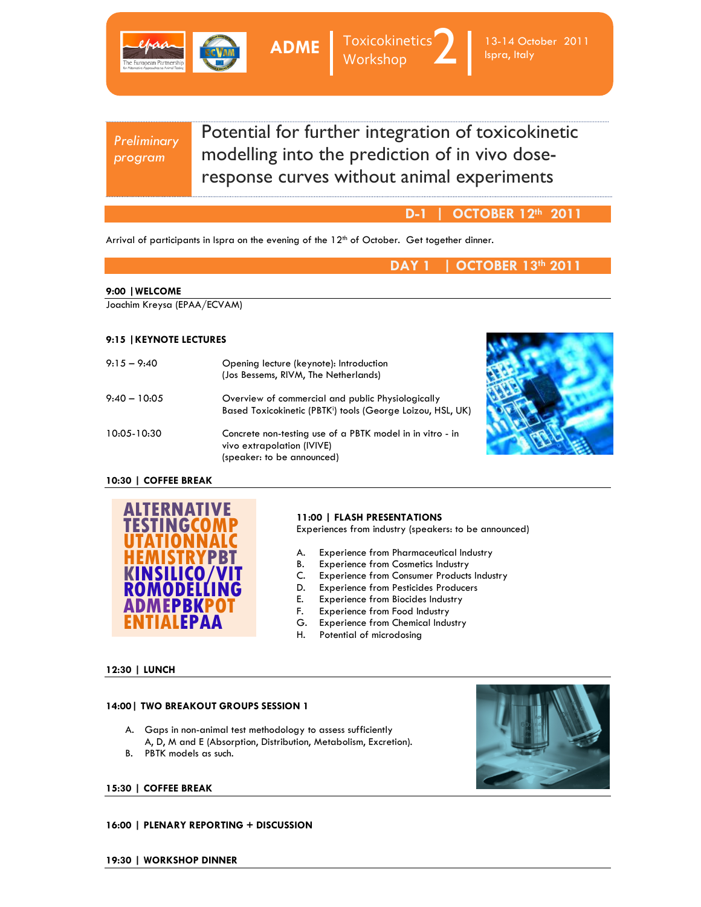ADME | Toxicokinetics Workshop 2 | 13-14 October 2011 Ispra, Italy

*Preliminary program*

# Potential for further integration of toxicokinetic modelling into the prediction of in vivo dose-response curves without animal experiments

## D-1 | OCTOBER 12th 2011

Arrival of participants in Ispra on the evening of the 12th of October. Get together dinner.

## DAY 1 | OCTOBER 13th 2011

**9:00 | WELCOME**

Joachim Kreysa (EPAA/ECVAM)

**9:15 | KEYNOTE LECTURES**

| | |
|---|---|
| 9:15 – 9:40 | Opening lecture (keynote): Introduction (Jos Bessems, RIVM, The Netherlands) |
| 9:40 – 10:05 | Overview of commercial and public Physiologically Based Toxicokinetic (PBTK[i]) tools (George Loizou, HSL, UK) |
| 10:05-10:30 | Concrete non-testing use of a PBTK model in in vitro - in vivo extrapolation (IVIVE) (speaker: to be announced) |

**10:30 | COFFEE BREAK**

ALTERNATIVE TESTINGCOMPUTATIONALCHEMISTRYPBTKINSILICO/VITROMODELLINGADMEPBKPOTENTIALEPAA

**11:00 | FLASH PRESENTATIONS**

Experiences from industry (speakers: to be announced)

A. Experience from Pharmaceutical Industry
B. Experience from Cosmetics Industry
C. Experience from Consumer Products Industry
D. Experience from Pesticides Producers
E. Experience from Biocides Industry
F. Experience from Food Industry
G. Experience from Chemical Industry
H. Potential of microdosing

**12:30 | LUNCH**

**14:00 | TWO BREAKOUT GROUPS SESSION 1**

A. Gaps in non-animal test methodology to assess sufficiently A, D, M and E (Absorption, Distribution, Metabolism, Excretion).
B. PBTK models as such.

**15:30 | COFFEE BREAK**

**16:00 | PLENARY REPORTING + DISCUSSION**

**19:30 | WORKSHOP DINNER**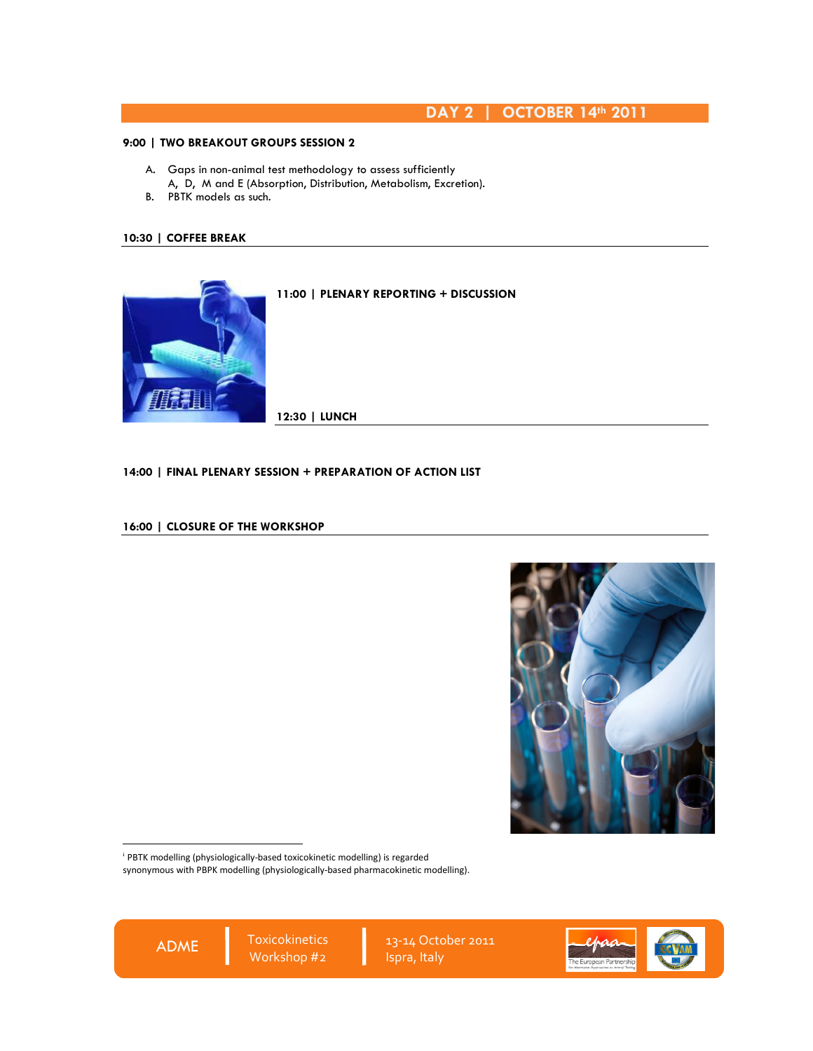## DAY 2 | OCTOBER 14th 2011

**9:00 | TWO BREAKOUT GROUPS SESSION 2**

A. Gaps in non-animal test methodology to assess sufficiently A, D, M and E (Absorption, Distribution, Metabolism, Excretion).
B. PBTK models as such.

**10:30 | COFFEE BREAK**

**11:00 | PLENARY REPORTING + DISCUSSION**

**12:30 | LUNCH**

**14:00 | FINAL PLENARY SESSION + PREPARATION OF ACTION LIST**

**16:00 | CLOSURE OF THE WORKSHOP**

[i] PBTK modelling (physiologically-based toxicokinetic modelling) is regarded synonymous with PBPK modelling (physiologically-based pharmacokinetic modelling).